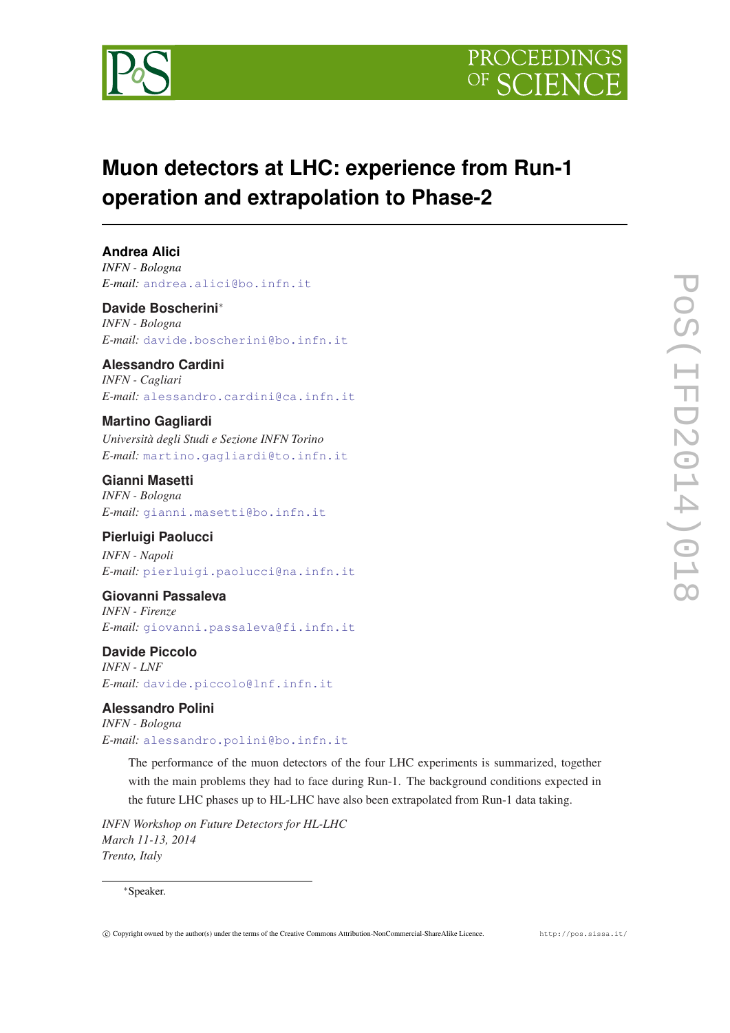# Muon detectors at LHC: experience from Run-1 operation and extrapolation to Phase-2

**Andrea Alici**
*INFN - Bologna*
*E-mail:* andrea.alici@bo.infn.it

**Davide Boscherini**[*]
*INFN - Bologna*
*E-mail:* davide.boscherini@bo.infn.it

**Alessandro Cardini**
*INFN - Cagliari*
*E-mail:* alessandro.cardini@ca.infn.it

**Martino Gagliardi**
*Università degli Studi e Sezione INFN Torino*
*E-mail:* martino.gagliardi@to.infn.it

**Gianni Masetti**
*INFN - Bologna*
*E-mail:* gianni.masetti@bo.infn.it

**Pierluigi Paolucci**
*INFN - Napoli*
*E-mail:* pierluigi.paolucci@na.infn.it

**Giovanni Passaleva**
*INFN - Firenze*
*E-mail:* giovanni.passaleva@fi.infn.it

**Davide Piccolo**
*INFN - LNF*
*E-mail:* davide.piccolo@lnf.infn.it

**Alessandro Polini**
*INFN - Bologna*
*E-mail:* alessandro.polini@bo.infn.it

The performance of the muon detectors of the four LHC experiments is summarized, together with the main problems they had to face during Run-1. The background conditions expected in the future LHC phases up to HL-LHC have also been extrapolated from Run-1 data taking.

*INFN Workshop on Future Detectors for HL-LHC*
*March 11-13, 2014*
*Trento, Italy*

[*]Speaker.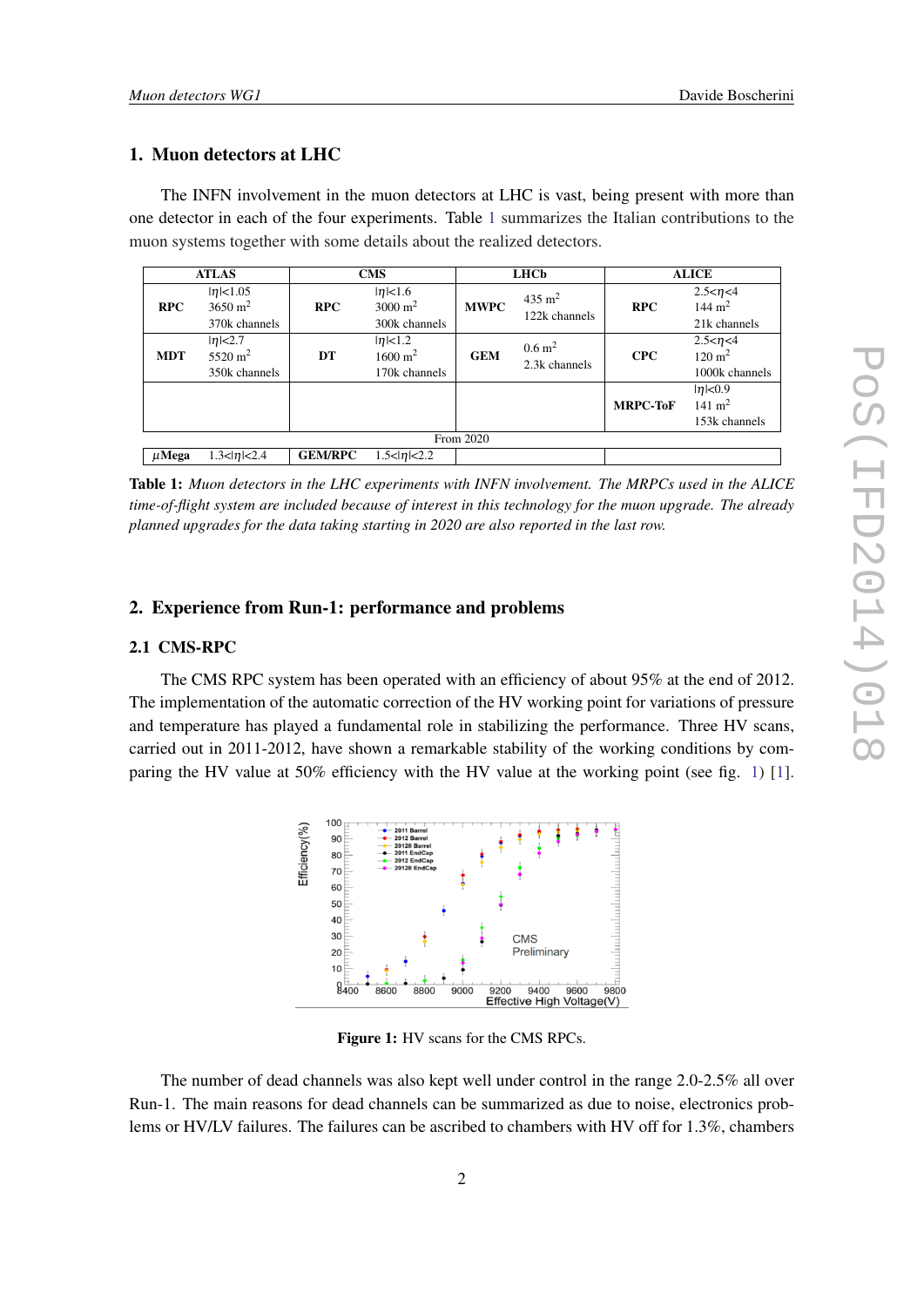## 1. Muon detectors at LHC

The INFN involvement in the muon detectors at LHC is vast, being present with more than one detector in each of the four experiments. Table 1 summarizes the Italian contributions to the muon systems together with some details about the realized detectors.

| ATLAS | | CMS | | LHCb | | ALICE | |
|---|---|---|---|---|---|---|---|
| **RPC** | $\|\eta\|$<1.05<br>3650 m$^2$<br>370k channels | **RPC** | $\|\eta\|$<1.6<br>3000 m$^2$<br>300k channels | **MWPC** | 435 m$^2$<br>122k channels | **RPC** | 2.5<$\eta$<4<br>144 m$^2$<br>21k channels |
| **MDT** | $\|\eta\|$<2.7<br>5520 m$^2$<br>350k channels | **DT** | $\|\eta\|$<1.2<br>1600 m$^2$<br>170k channels | **GEM** | 0.6 m$^2$<br>2.3k channels | **CPC** | 2.5<$\eta$<4<br>120 m$^2$<br>1000k channels |
| | | | | | | **MRPC-ToF** | $\|\eta\|$<0.9<br>141 m$^2$<br>153k channels |
| From 2020 | | | | | | | |
| **$\mu$Mega** | 1.3<$\|\eta\|$<2.4 | **GEM/RPC** | 1.5<$\|\eta\|$<2.2 | | | | |

**Table 1:** *Muon detectors in the LHC experiments with INFN involvement. The MRPCs used in the ALICE time-of-flight system are included because of interest in this technology for the muon upgrade. The already planned upgrades for the data taking starting in 2020 are also reported in the last row.*

## 2. Experience from Run-1: performance and problems

### 2.1 CMS-RPC

The CMS RPC system has been operated with an efficiency of about 95% at the end of 2012. The implementation of the automatic correction of the HV working point for variations of pressure and temperature has played a fundamental role in stabilizing the performance. Three HV scans, carried out in 2011-2012, have shown a remarkable stability of the working conditions by comparing the HV value at 50% efficiency with the HV value at the working point (see fig. 1) [1].

**Figure 1:** HV scans for the CMS RPCs.

The number of dead channels was also kept well under control in the range 2.0-2.5% all over Run-1. The main reasons for dead channels can be summarized as due to noise, electronics problems or HV/LV failures. The failures can be ascribed to chambers with HV off for 1.3%, chambers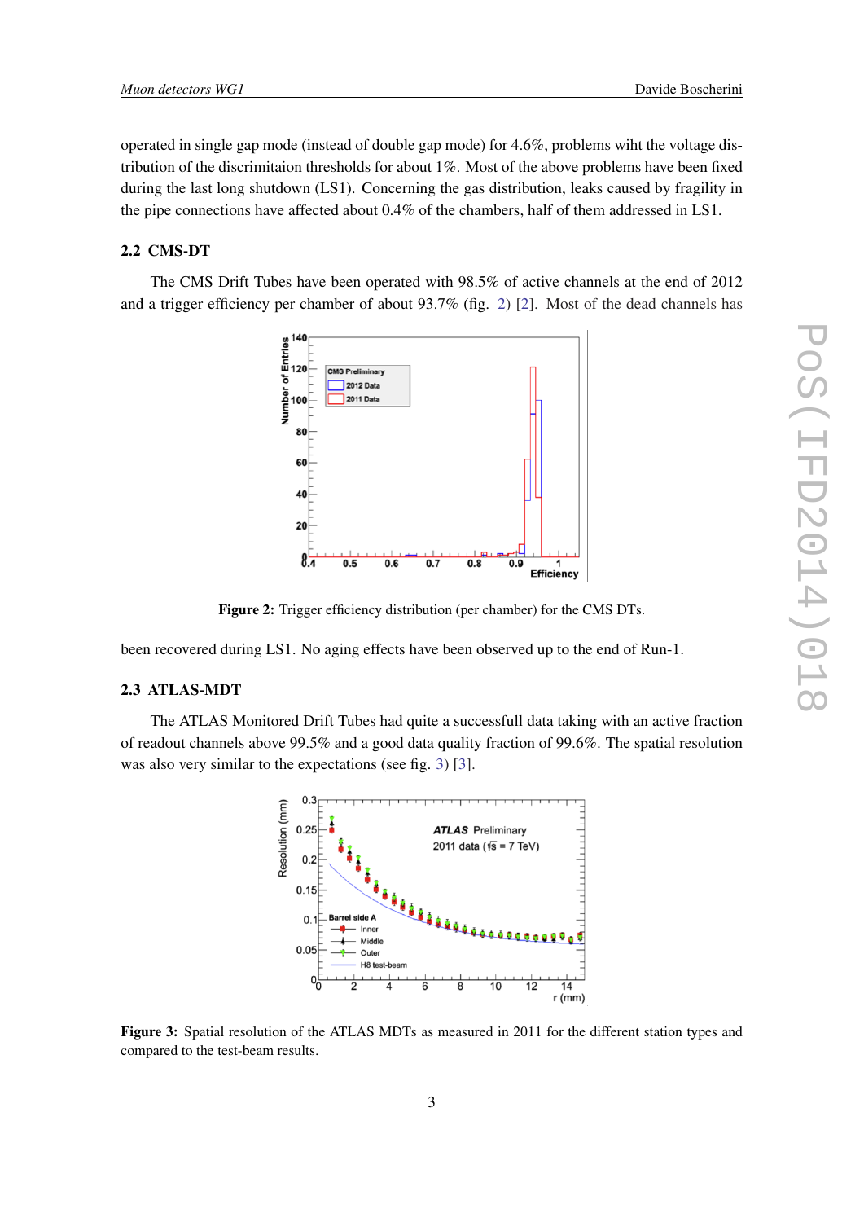operated in single gap mode (instead of double gap mode) for 4.6%, problems wiht the voltage distribution of the discrimitaion thresholds for about 1%. Most of the above problems have been fixed during the last long shutdown (LS1). Concerning the gas distribution, leaks caused by fragility in the pipe connections have affected about 0.4% of the chambers, half of them addressed in LS1.

### 2.2 CMS-DT

The CMS Drift Tubes have been operated with 98.5% of active channels at the end of 2012 and a trigger efficiency per chamber of about 93.7% (fig. 2) [2]. Most of the dead channels has been recovered during LS1. No aging effects have been observed up to the end of Run-1.

**Figure 2:** Trigger efficiency distribution (per chamber) for the CMS DTs.

### 2.3 ATLAS-MDT

The ATLAS Monitored Drift Tubes had quite a successfull data taking with an active fraction of readout channels above 99.5% and a good data quality fraction of 99.6%. The spatial resolution was also very similar to the expectations (see fig. 3) [3].

**Figure 3:** Spatial resolution of the ATLAS MDTs as measured in 2011 for the different station types and compared to the test-beam results.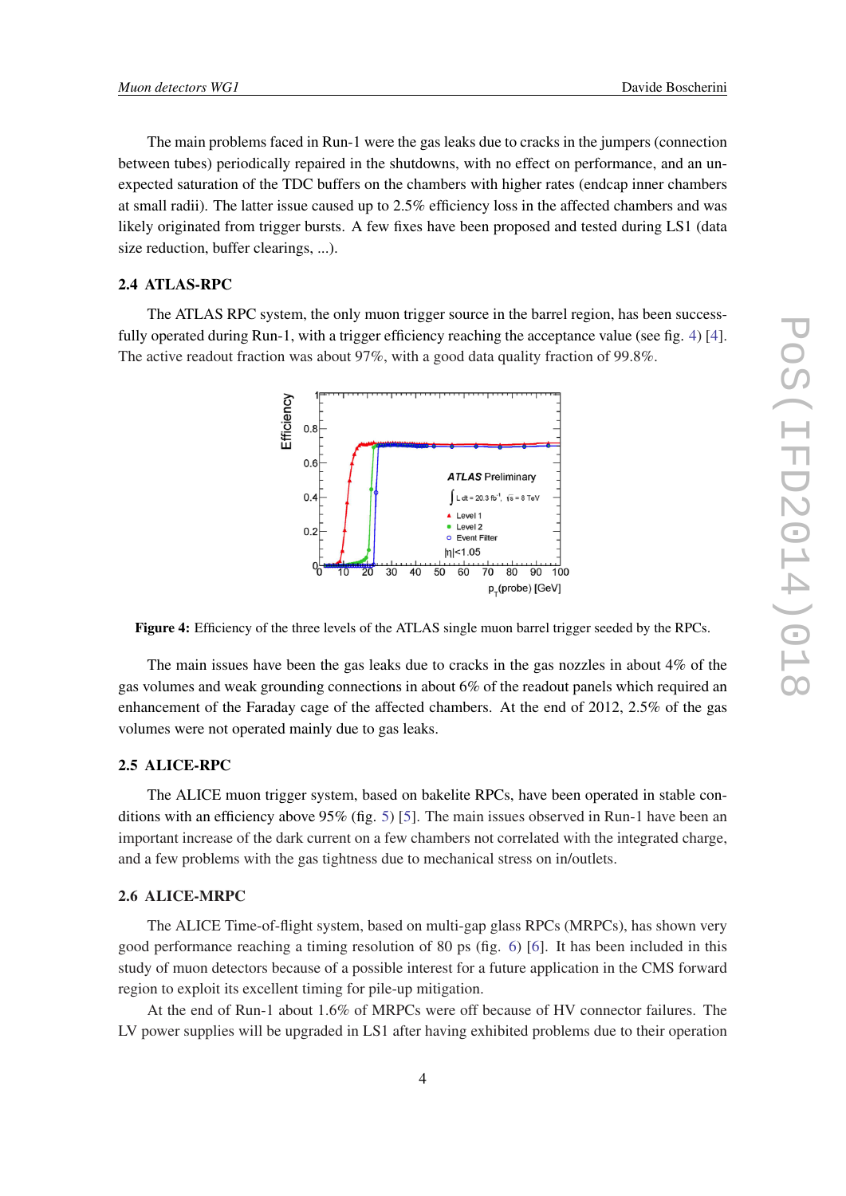The main problems faced in Run-1 were the gas leaks due to cracks in the jumpers (connection between tubes) periodically repaired in the shutdowns, with no effect on performance, and an unexpected saturation of the TDC buffers on the chambers with higher rates (endcap inner chambers at small radii). The latter issue caused up to 2.5% efficiency loss in the affected chambers and was likely originated from trigger bursts. A few fixes have been proposed and tested during LS1 (data size reduction, buffer clearings, ...).

### 2.4 ATLAS-RPC

The ATLAS RPC system, the only muon trigger source in the barrel region, has been successfully operated during Run-1, with a trigger efficiency reaching the acceptance value (see fig. 4) [4]. The active readout fraction was about 97%, with a good data quality fraction of 99.8%.

**Figure 4:** Efficiency of the three levels of the ATLAS single muon barrel trigger seeded by the RPCs.

The main issues have been the gas leaks due to cracks in the gas nozzles in about 4% of the gas volumes and weak grounding connections in about 6% of the readout panels which required an enhancement of the Faraday cage of the affected chambers. At the end of 2012, 2.5% of the gas volumes were not operated mainly due to gas leaks.

### 2.5 ALICE-RPC

The ALICE muon trigger system, based on bakelite RPCs, have been operated in stable conditions with an efficiency above 95% (fig. 5) [5]. The main issues observed in Run-1 have been an important increase of the dark current on a few chambers not correlated with the integrated charge, and a few problems with the gas tightness due to mechanical stress on in/outlets.

### 2.6 ALICE-MRPC

The ALICE Time-of-flight system, based on multi-gap glass RPCs (MRPCs), has shown very good performance reaching a timing resolution of 80 ps (fig. 6) [6]. It has been included in this study of muon detectors because of a possible interest for a future application in the CMS forward region to exploit its excellent timing for pile-up mitigation.

At the end of Run-1 about 1.6% of MRPCs were off because of HV connector failures. The LV power supplies will be upgraded in LS1 after having exhibited problems due to their operation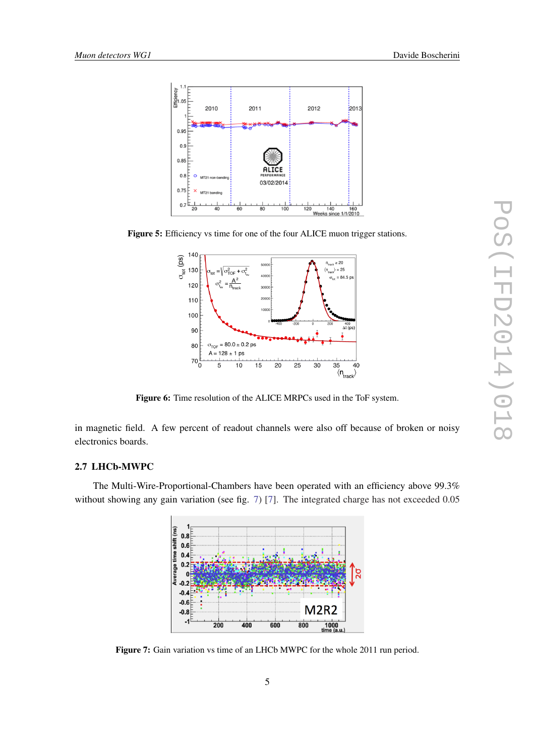Figure 5: Efficiency vs time for one of the four ALICE muon trigger stations.

Figure 6: Time resolution of the ALICE MRPCs used in the ToF system.

in magnetic field. A few percent of readout channels were also off because of broken or noisy electronics boards.

### 2.7 LHCb-MWPC

The Multi-Wire-Proportional-Chambers have been operated with an efficiency above 99.3% without showing any gain variation (see fig. 7) [7]. The integrated charge has not exceeded 0.05

Figure 7: Gain variation vs time of an LHCb MWPC for the whole 2011 run period.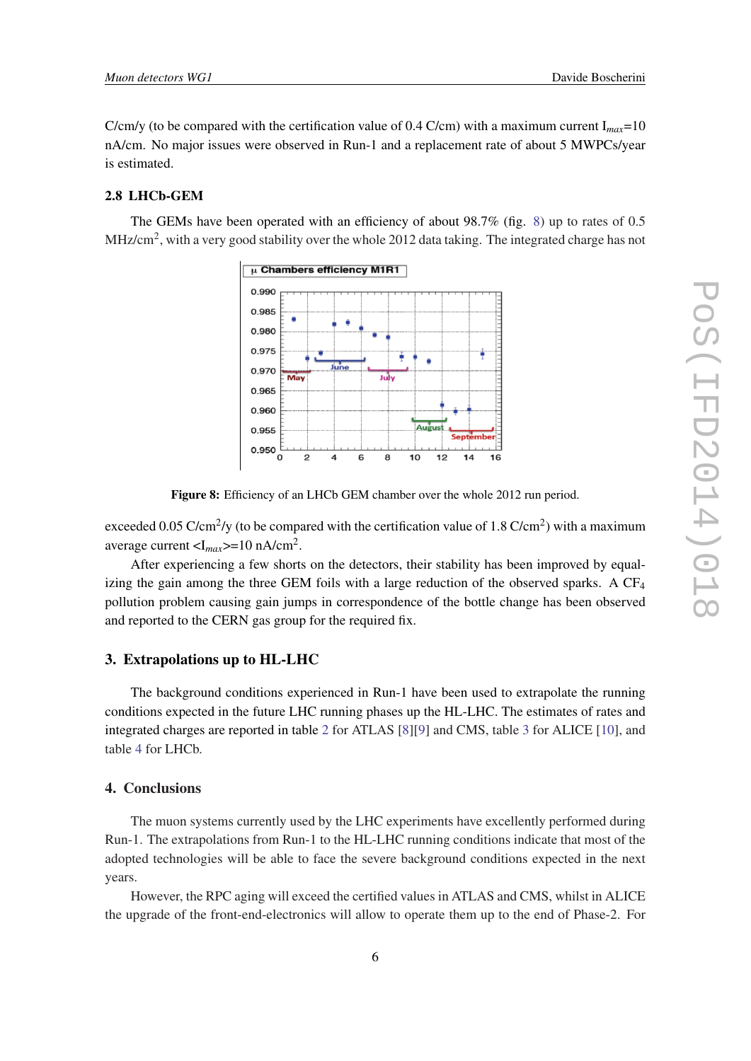C/cm/y (to be compared with the certification value of 0.4 C/cm) with a maximum current $I_{max}$=10 nA/cm. No major issues were observed in Run-1 and a replacement rate of about 5 MWPCs/year is estimated.

### 2.8 LHCb-GEM

The GEMs have been operated with an efficiency of about 98.7% (fig. 8) up to rates of 0.5 MHz/cm$^2$, with a very good stability over the whole 2012 data taking. The integrated charge has not exceeded 0.05 C/cm$^2$/y (to be compared with the certification value of 1.8 C/cm$^2$) with a maximum average current $<I_{max}>$=10 nA/cm$^2$.

**Figure 8:** Efficiency of an LHCb GEM chamber over the whole 2012 run period.

After experiencing a few shorts on the detectors, their stability has been improved by equalizing the gain among the three GEM foils with a large reduction of the observed sparks. A $CF_4$ pollution problem causing gain jumps in correspondence of the bottle change has been observed and reported to the CERN gas group for the required fix.

## 3. Extrapolations up to HL-LHC

The background conditions experienced in Run-1 have been used to extrapolate the running conditions expected in the future LHC running phases up the HL-LHC. The estimates of rates and integrated charges are reported in table 2 for ATLAS [8][9] and CMS, table 3 for ALICE [10], and table 4 for LHCb.

## 4. Conclusions

The muon systems currently used by the LHC experiments have excellently performed during Run-1. The extrapolations from Run-1 to the HL-LHC running conditions indicate that most of the adopted technologies will be able to face the severe background conditions expected in the next years.

However, the RPC aging will exceed the certified values in ATLAS and CMS, whilst in ALICE the upgrade of the front-end-electronics will allow to operate them up to the end of Phase-2. For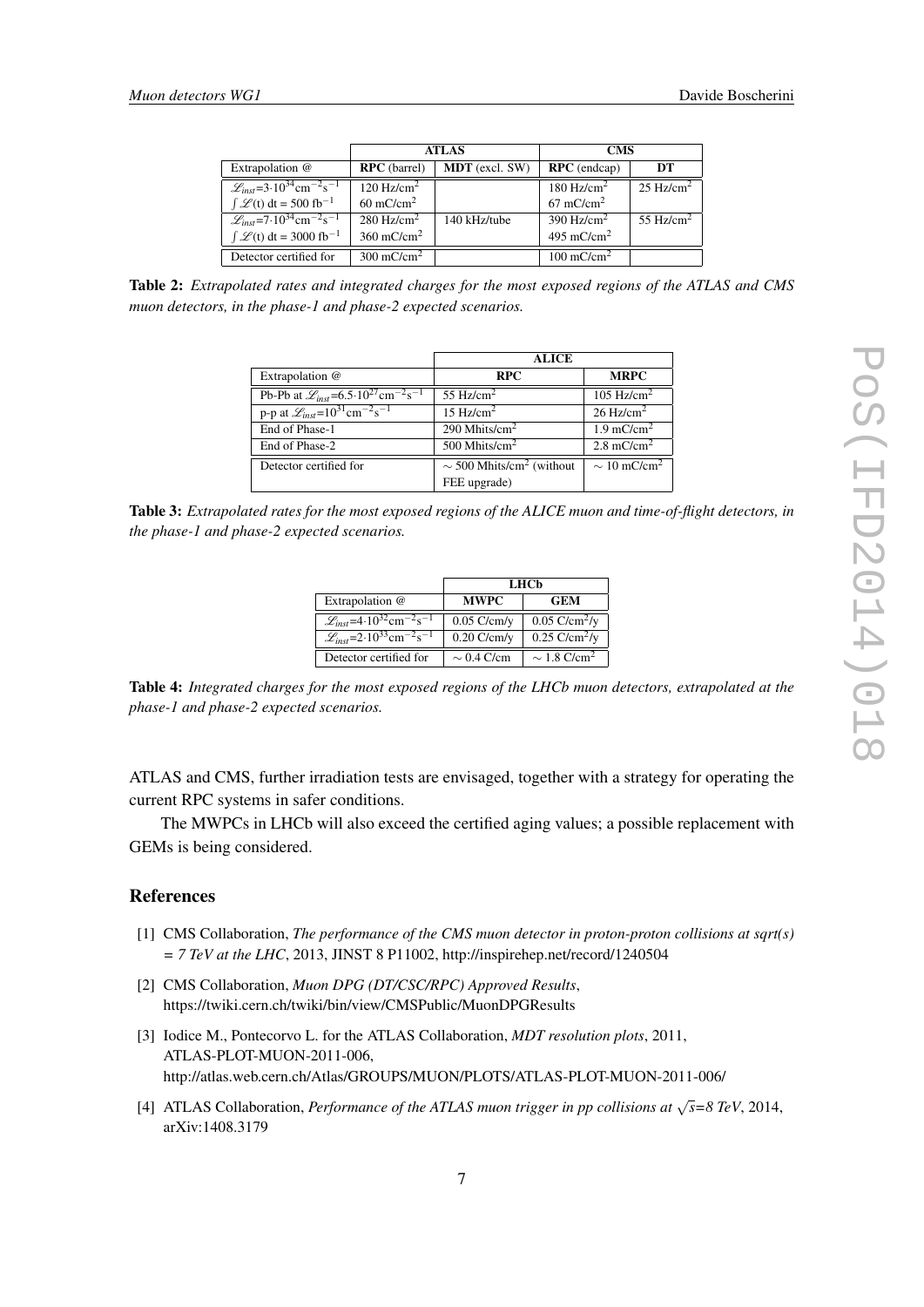| | ATLAS | | CMS | |
|---|---|---|---|---|
| Extrapolation @ | **RPC** (barrel) | **MDT** (excl. SW) | **RPC** (endcap) | **DT** |
| $\mathscr{L}_{inst}$=3·10$^{34}$cm$^{-2}$s$^{-1}$ | 120 Hz/cm$^2$ | | 180 Hz/cm$^2$ | 25 Hz/cm$^2$ |
| $\int \mathscr{L}$(t) dt = 500 fb$^{-1}$ | 60 mC/cm$^2$ | | 67 mC/cm$^2$ | |
| $\mathscr{L}_{inst}$=7·10$^{34}$cm$^{-2}$s$^{-1}$ | 280 Hz/cm$^2$ | 140 kHz/tube | 390 Hz/cm$^2$ | 55 Hz/cm$^2$ |
| $\int \mathscr{L}$(t) dt = 3000 fb$^{-1}$ | 360 mC/cm$^2$ | | 495 mC/cm$^2$ | |
| Detector certified for | 300 mC/cm$^2$ | | 100 mC/cm$^2$ | |

**Table 2:** *Extrapolated rates and integrated charges for the most exposed regions of the ATLAS and CMS muon detectors, in the phase-1 and phase-2 expected scenarios.*

| | ALICE | |
|---|---|---|
| Extrapolation @ | **RPC** | **MRPC** |
| Pb-Pb at $\mathscr{L}_{inst}$=6.5·10$^{27}$cm$^{-2}$s$^{-1}$ | 55 Hz/cm$^2$ | 105 Hz/cm$^2$ |
| p-p at $\mathscr{L}_{inst}$=10$^{31}$cm$^{-2}$s$^{-1}$ | 15 Hz/cm$^2$ | 26 Hz/cm$^2$ |
| End of Phase-1 | 290 Mhits/cm$^2$ | 1.9 mC/cm$^2$ |
| End of Phase-2 | 500 Mhits/cm$^2$ | 2.8 mC/cm$^2$ |
| Detector certified for | $\sim$ 500 Mhits/cm$^2$ (without FEE upgrade) | $\sim$ 10 mC/cm$^2$ |

**Table 3:** *Extrapolated rates for the most exposed regions of the ALICE muon and time-of-flight detectors, in the phase-1 and phase-2 expected scenarios.*

| | LHCb | |
|---|---|---|
| Extrapolation @ | **MWPC** | **GEM** |
| $\mathscr{L}_{inst}$=4·10$^{32}$cm$^{-2}$s$^{-1}$ | 0.05 C/cm/y | 0.05 C/cm$^2$/y |
| $\mathscr{L}_{inst}$=2·10$^{33}$cm$^{-2}$s$^{-1}$ | 0.20 C/cm/y | 0.25 C/cm$^2$/y |
| Detector certified for | $\sim$ 0.4 C/cm | $\sim$ 1.8 C/cm$^2$ |

**Table 4:** *Integrated charges for the most exposed regions of the LHCb muon detectors, extrapolated at the phase-1 and phase-2 expected scenarios.*

ATLAS and CMS, further irradiation tests are envisaged, together with a strategy for operating the current RPC systems in safer conditions.

The MWPCs in LHCb will also exceed the certified aging values; a possible replacement with GEMs is being considered.

## References

[1] CMS Collaboration, *The performance of the CMS muon detector in proton-proton collisions at sqrt(s) = 7 TeV at the LHC*, 2013, JINST 8 P11002, http://inspirehep.net/record/1240504

[2] CMS Collaboration, *Muon DPG (DT/CSC/RPC) Approved Results*, https://twiki.cern.ch/twiki/bin/view/CMSPublic/MuonDPGResults

[3] Iodice M., Pontecorvo L. for the ATLAS Collaboration, *MDT resolution plots*, 2011, ATLAS-PLOT-MUON-2011-006, http://atlas.web.cern.ch/Atlas/GROUPS/MUON/PLOTS/ATLAS-PLOT-MUON-2011-006/

[4] ATLAS Collaboration, *Performance of the ATLAS muon trigger in pp collisions at $\sqrt{s}$=8 TeV*, 2014, arXiv:1408.3179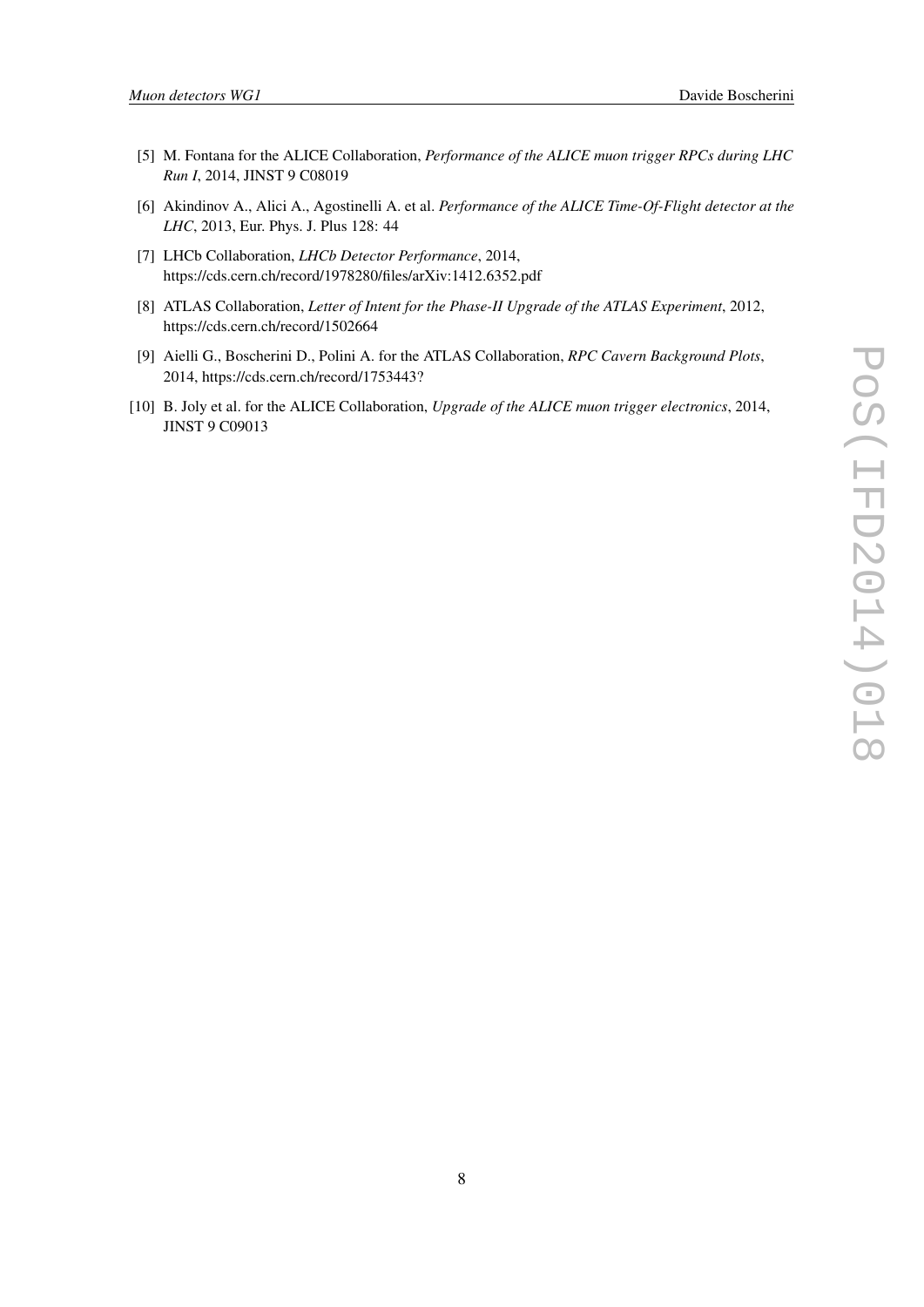[5] M. Fontana for the ALICE Collaboration, *Performance of the ALICE muon trigger RPCs during LHC Run I*, 2014, JINST 9 C08019

[6] Akindinov A., Alici A., Agostinelli A. et al. *Performance of the ALICE Time-Of-Flight detector at the LHC*, 2013, Eur. Phys. J. Plus 128: 44

[7] LHCb Collaboration, *LHCb Detector Performance*, 2014, https://cds.cern.ch/record/1978280/files/arXiv:1412.6352.pdf

[8] ATLAS Collaboration, *Letter of Intent for the Phase-II Upgrade of the ATLAS Experiment*, 2012, https://cds.cern.ch/record/1502664

[9] Aielli G., Boscherini D., Polini A. for the ATLAS Collaboration, *RPC Cavern Background Plots*, 2014, https://cds.cern.ch/record/1753443?

[10] B. Joly et al. for the ALICE Collaboration, *Upgrade of the ALICE muon trigger electronics*, 2014, JINST 9 C09013